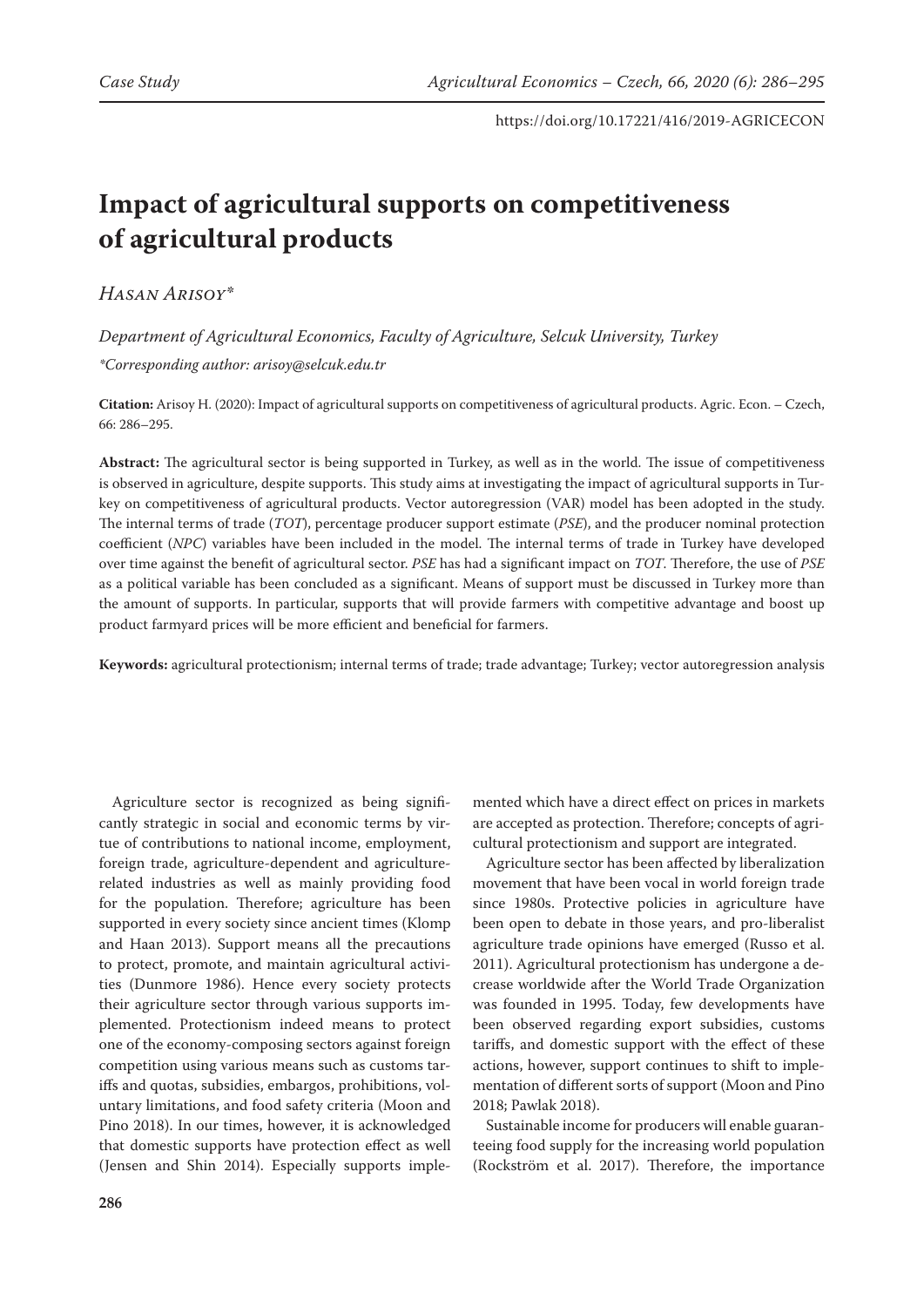Case Study

# Impact of agricultural supports on competitiveness of agricultural products

*Hasan Arisoy**

*Department of Agricultural Economics, Faculty of Agriculture, Selcuk University, Turkey*

*\*Corresponding author: arisoy@selcuk.edu.tr*

**Citation:** Arisoy H. (2020): Impact of agricultural supports on competitiveness of agricultural products. Agric. Econ. – Czech, 66: 286–295.

**Abstract:** The agricultural sector is being supported in Turkey, as well as in the world. The issue of competitiveness is observed in agriculture, despite supports. This study aims at investigating the impact of agricultural supports in Turkey on competitiveness of agricultural products. Vector autoregression (VAR) model has been adopted in the study. The internal terms of trade (*TOT*), percentage producer support estimate (*PSE*), and the producer nominal protection coefficient (*NPC*) variables have been included in the model. The internal terms of trade in Turkey have developed over time against the benefit of agricultural sector. *PSE* has had a significant impact on *TOT*. Therefore, the use of *PSE* as a political variable has been concluded as a significant. Means of support must be discussed in Turkey more than the amount of supports. In particular, supports that will provide farmers with competitive advantage and boost up product farmyard prices will be more efficient and beneficial for farmers.

**Keywords:** agricultural protectionism; internal terms of trade; trade advantage; Turkey; vector autoregression analysis

Agriculture sector is recognized as being significantly strategic in social and economic terms by virtue of contributions to national income, employment, foreign trade, agriculture-dependent and agriculture-related industries as well as mainly providing food for the population. Therefore; agriculture has been supported in every society since ancient times (Klomp and Haan 2013). Support means all the precautions to protect, promote, and maintain agricultural activities (Dunmore 1986). Hence every society protects their agriculture sector through various supports implemented. Protectionism indeed means to protect one of the economy-composing sectors against foreign competition using various means such as customs tariffs and quotas, subsidies, embargos, prohibitions, voluntary limitations, and food safety criteria (Moon and Pino 2018). In our times, however, it is acknowledged that domestic supports have protection effect as well (Jensen and Shin 2014). Especially supports implemented which have a direct effect on prices in markets are accepted as protection. Therefore; concepts of agricultural protectionism and support are integrated.

Agriculture sector has been affected by liberalization movement that have been vocal in world foreign trade since 1980s. Protective policies in agriculture have been open to debate in those years, and pro-liberalist agriculture trade opinions have emerged (Russo et al. 2011). Agricultural protectionism has undergone a decrease worldwide after the World Trade Organization was founded in 1995. Today, few developments have been observed regarding export subsidies, customs tariffs, and domestic support with the effect of these actions, however, support continues to shift to implementation of different sorts of support (Moon and Pino 2018; Pawlak 2018).

Sustainable income for producers will enable guaranteeing food supply for the increasing world population (Rockström et al. 2017). Therefore, the importance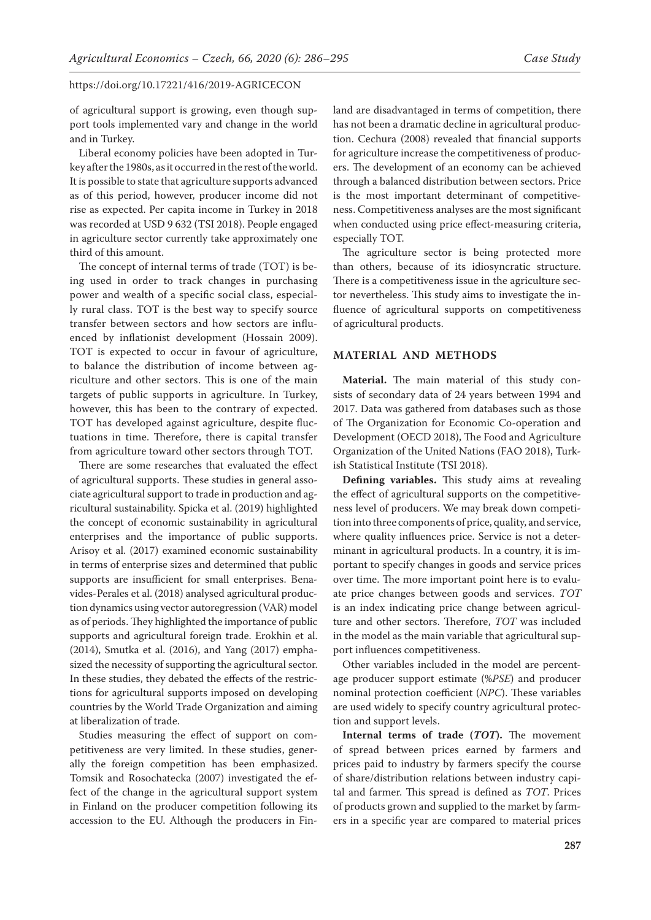of agricultural support is growing, even though support tools implemented vary and change in the world and in Turkey.

Liberal economy policies have been adopted in Turkey after the 1980s, as it occurred in the rest of the world. It is possible to state that agriculture supports advanced as of this period, however, producer income did not rise as expected. Per capita income in Turkey in 2018 was recorded at USD 9 632 (TSI 2018). People engaged in agriculture sector currently take approximately one third of this amount.

The concept of internal terms of trade (TOT) is being used in order to track changes in purchasing power and wealth of a specific social class, especially rural class. TOT is the best way to specify source transfer between sectors and how sectors are influenced by inflationist development (Hossain 2009). TOT is expected to occur in favour of agriculture, to balance the distribution of income between agriculture and other sectors. This is one of the main targets of public supports in agriculture. In Turkey, however, this has been to the contrary of expected. TOT has developed against agriculture, despite fluctuations in time. Therefore, there is capital transfer from agriculture toward other sectors through TOT.

There are some researches that evaluated the effect of agricultural supports. These studies in general associate agricultural support to trade in production and agricultural sustainability. Spicka et al. (2019) highlighted the concept of economic sustainability in agricultural enterprises and the importance of public supports. Arisoy et al. (2017) examined economic sustainability in terms of enterprise sizes and determined that public supports are insufficient for small enterprises. Benavides-Perales et al. (2018) analysed agricultural production dynamics using vector autoregression (VAR) model as of periods. They highlighted the importance of public supports and agricultural foreign trade. Erokhin et al. (2014), Smutka et al. (2016), and Yang (2017) emphasized the necessity of supporting the agricultural sector. In these studies, they debated the effects of the restrictions for agricultural supports imposed on developing countries by the World Trade Organization and aiming at liberalization of trade.

Studies measuring the effect of support on competitiveness are very limited. In these studies, generally the foreign competition has been emphasized. Tomsik and Rosochatecka (2007) investigated the effect of the change in the agricultural support system in Finland on the producer competition following its accession to the EU. Although the producers in Finland are disadvantaged in terms of competition, there has not been a dramatic decline in agricultural production. Cechura (2008) revealed that financial supports for agriculture increase the competitiveness of producers. The development of an economy can be achieved through a balanced distribution between sectors. Price is the most important determinant of competitiveness. Competitiveness analyses are the most significant when conducted using price effect-measuring criteria, especially TOT.

The agriculture sector is being protected more than others, because of its idiosyncratic structure. There is a competitiveness issue in the agriculture sector nevertheless. This study aims to investigate the influence of agricultural supports on competitiveness of agricultural products.

## MATERIAL AND METHODS

**Material.** The main material of this study consists of secondary data of 24 years between 1994 and 2017. Data was gathered from databases such as those of The Organization for Economic Co-operation and Development (OECD 2018), The Food and Agriculture Organization of the United Nations (FAO 2018), Turkish Statistical Institute (TSI 2018).

**Defining variables.** This study aims at revealing the effect of agricultural supports on the competitiveness level of producers. We may break down competition into three components of price, quality, and service, where quality influences price. Service is not a determinant in agricultural products. In a country, it is important to specify changes in goods and service prices over time. The more important point here is to evaluate price changes between goods and services. *TOT* is an index indicating price change between agriculture and other sectors. Therefore, *TOT* was included in the model as the main variable that agricultural support influences competitiveness.

Other variables included in the model are percentage producer support estimate (%*PSE*) and producer nominal protection coefficient (*NPC*). These variables are used widely to specify country agricultural protection and support levels.

**Internal terms of trade (*TOT*).** The movement of spread between prices earned by farmers and prices paid to industry by farmers specify the course of share/distribution relations between industry capital and farmer. This spread is defined as *TOT*. Prices of products grown and supplied to the market by farmers in a specific year are compared to material prices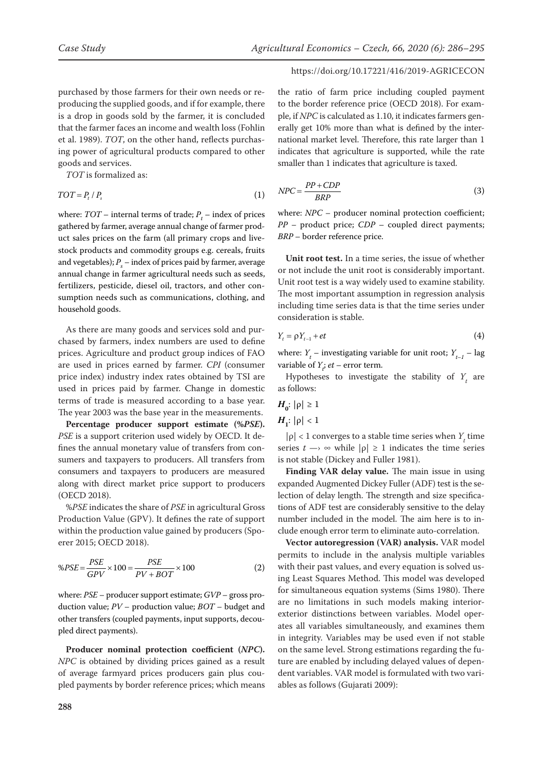purchased by those farmers for their own needs or reproducing the supplied goods, and if for example, there is a drop in goods sold by the farmer, it is concluded that the farmer faces an income and wealth loss (Fohlin et al. 1989). *TOT*, on the other hand, reflects purchasing power of agricultural products compared to other goods and services.

*TOT* is formalized as:

$$TOT = P_t / P_s \tag{1}$$

where: *TOT* – internal terms of trade; $P_t$ – index of prices gathered by farmer, average annual change of farmer product sales prices on the farm (all primary crops and livestock products and commodity groups e.g. cereals, fruits and vegetables); $P_s$ – index of prices paid by farmer, average annual change in farmer agricultural needs such as seeds, fertilizers, pesticide, diesel oil, tractors, and other consumption needs such as communications, clothing, and household goods.

As there are many goods and services sold and purchased by farmers, index numbers are used to define prices. Agriculture and product group indices of FAO are used in prices earned by farmer. *CPI* (consumer price index) industry index rates obtained by TSI are used in prices paid by farmer. Change in domestic terms of trade is measured according to a base year. The year 2003 was the base year in the measurements.

**Percentage producer support estimate (%*PSE*).** *PSE* is a support criterion used widely by OECD. It defines the annual monetary value of transfers from consumers and taxpayers to producers. All transfers from consumers and taxpayers to producers are measured along with direct market price support to producers (OECD 2018).

%*PSE* indicates the share of *PSE* in agricultural Gross Production Value (GPV). It defines the rate of support within the production value gained by producers (Spoerer 2015; OECD 2018).

$$\%PSE = \frac{PSE}{GPV} \times 100 = \frac{PSE}{PV + BOT} \times 100 \tag{2}$$

where: *PSE* – producer support estimate; *GVP* – gross production value; *PV* – production value; *BOT* – budget and other transfers (coupled payments, input supports, decoupled direct payments).

**Producer nominal protection coefficient (*NPC*).** *NPC* is obtained by dividing prices gained as a result of average farmyard prices producers gain plus coupled payments by border reference prices; which means the ratio of farm price including coupled payment to the border reference price (OECD 2018). For example, if *NPC* is calculated as 1.10, it indicates farmers generally get 10% more than what is defined by the international market level. Therefore, this rate larger than 1 indicates that agriculture is supported, while the rate smaller than 1 indicates that agriculture is taxed.

$$NPC = \frac{PP + CDP}{BRP} \tag{3}$$

where: *NPC* – producer nominal protection coefficient; *PP* – product price; *CDP* – coupled direct payments; *BRP* – border reference price.

**Unit root test.** In a time series, the issue of whether or not include the unit root is considerably important. Unit root test is a way widely used to examine stability. The most important assumption in regression analysis including time series data is that the time series under consideration is stable.

$$Y_t = \rho Y_{t-1} + et \tag{4}$$

where: $Y_t$ – investigating variable for unit root; $Y_{t-1}$ – lag variable of $Y_t$; *et* – error term.

Hypotheses to investigate the stability of $Y_t$ are as follows:

$H_0$: $|\rho| \geq 1$

$H_1$: $|\rho| < 1$

$|\rho| < 1$ converges to a stable time series when $Y_t$ time series $t \rightarrow \infty$ while $|\rho| \geq 1$ indicates the time series is not stable (Dickey and Fuller 1981).

**Finding VAR delay value.** The main issue in using expanded Augmented Dickey Fuller (ADF) test is the selection of delay length. The strength and size specifications of ADF test are considerably sensitive to the delay number included in the model. The aim here is to include enough error term to eliminate auto-correlation.

**Vector autoregression (VAR) analysis.** VAR model permits to include in the analysis multiple variables with their past values, and every equation is solved using Least Squares Method. This model was developed for simultaneous equation systems (Sims 1980). There are no limitations in such models making interior-exterior distinctions between variables. Model operates all variables simultaneously, and examines them in integrity. Variables may be used even if not stable on the same level. Strong estimations regarding the future are enabled by including delayed values of dependent variables. VAR model is formulated with two variables as follows (Gujarati 2009):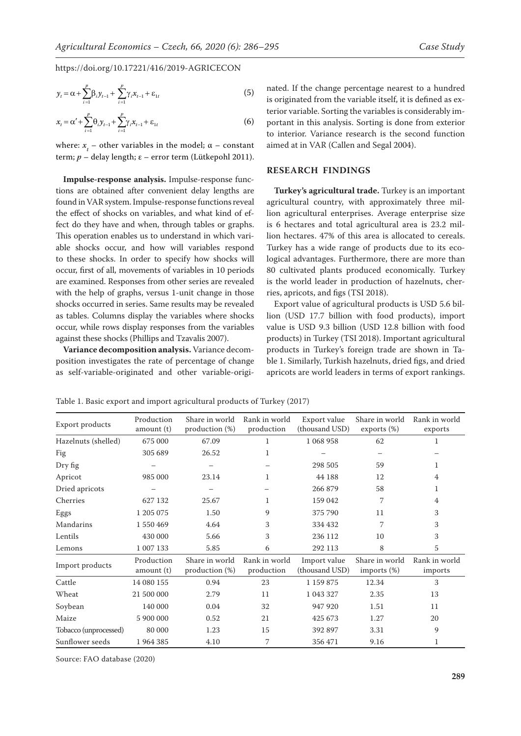$$y_t = \alpha + \sum_{i=1}^{p} \beta_i y_{t-1} + \sum_{i=1}^{p} \gamma_i x_{t-1} + \varepsilon_{1t} \quad (5)$$

$$x_t = \alpha' + \sum_{i=1}^{p} \theta_i y_{t-1} + \sum_{i=1}^{p} \gamma_i x_{t-1} + \varepsilon_{1t} \quad (6)$$

where: $x_t$ – other variables in the model; $\alpha$ – constant term; $p$ – delay length; $\varepsilon$ – error term (Lütkepohl 2011).

**Impulse-response analysis.** Impulse-response functions are obtained after convenient delay lengths are found in VAR system. Impulse-response functions reveal the effect of shocks on variables, and what kind of effect do they have and when, through tables or graphs. This operation enables us to understand in which variable shocks occur, and how will variables respond to these shocks. In order to specify how shocks will occur, first of all, movements of variables in 10 periods are examined. Responses from other series are revealed with the help of graphs, versus 1-unit change in those shocks occurred in series. Same results may be revealed as tables. Columns display the variables where shocks occur, while rows display responses from the variables against these shocks (Phillips and Tzavalis 2007).

**Variance decomposition analysis.** Variance decomposition investigates the rate of percentage of change as self-variable-originated and other variable-originated. If the change percentage nearest to a hundred is originated from the variable itself, it is defined as exterior variable. Sorting the variables is considerably important in this analysis. Sorting is done from exterior to interior. Variance research is the second function aimed at in VAR (Callen and Segal 2004).

## RESEARCH FINDINGS

**Turkey's agricultural trade.** Turkey is an important agricultural country, with approximately three million agricultural enterprises. Average enterprise size is 6 hectares and total agricultural area is 23.2 million hectares. 47% of this area is allocated to cereals. Turkey has a wide range of products due to its ecological advantages. Furthermore, there are more than 80 cultivated plants produced economically. Turkey is the world leader in production of hazelnuts, cherries, apricots, and figs (TSI 2018).

Export value of agricultural products is USD 5.6 billion (USD 17.7 billion with food products), import value is USD 9.3 billion (USD 12.8 billion with food products) in Turkey (TSI 2018). Important agricultural products in Turkey's foreign trade are shown in Table 1. Similarly, Turkish hazelnuts, dried figs, and dried apricots are world leaders in terms of export rankings.

Table 1. Basic export and import agricultural products of Turkey (2017)

| Export products | Production amount (t) | Share in world production (%) | Rank in world production | Export value (thousand USD) | Share in world exports (%) | Rank in world exports |
|---|---|---|---|---|---|---|
| Hazelnuts (shelled) | 675 000 | 67.09 | 1 | 1 068 958 | 62 | 1 |
| Fig | 305 689 | 26.52 | 1 | – | – | – |
| Dry fig | – | – | – | 298 505 | 59 | 1 |
| Apricot | 985 000 | 23.14 | 1 | 44 188 | 12 | 4 |
| Dried apricots | – | – | – | 266 879 | 58 | 1 |
| Cherries | 627 132 | 25.67 | 1 | 159 042 | 7 | 4 |
| Eggs | 1 205 075 | 1.50 | 9 | 375 790 | 11 | 3 |
| Mandarins | 1 550 469 | 4.64 | 3 | 334 432 | 7 | 3 |
| Lentils | 430 000 | 5.66 | 3 | 236 112 | 10 | 3 |
| Lemons | 1 007 133 | 5.85 | 6 | 292 113 | 8 | 5 |
| **Import products** | **Production amount (t)** | **Share in world production (%)** | **Rank in world production** | **Import value (thousand USD)** | **Share in world imports (%)** | **Rank in world imports** |
| Cattle | 14 080 155 | 0.94 | 23 | 1 159 875 | 12.34 | 3 |
| Wheat | 21 500 000 | 2.79 | 11 | 1 043 327 | 2.35 | 13 |
| Soybean | 140 000 | 0.04 | 32 | 947 920 | 1.51 | 11 |
| Maize | 5 900 000 | 0.52 | 21 | 425 673 | 1.27 | 20 |
| Tobacco (unprocessed) | 80 000 | 1.23 | 15 | 392 897 | 3.31 | 9 |
| Sunflower seeds | 1 964 385 | 4.10 | 7 | 356 471 | 9.16 | 1 |

Source: FAO database (2020)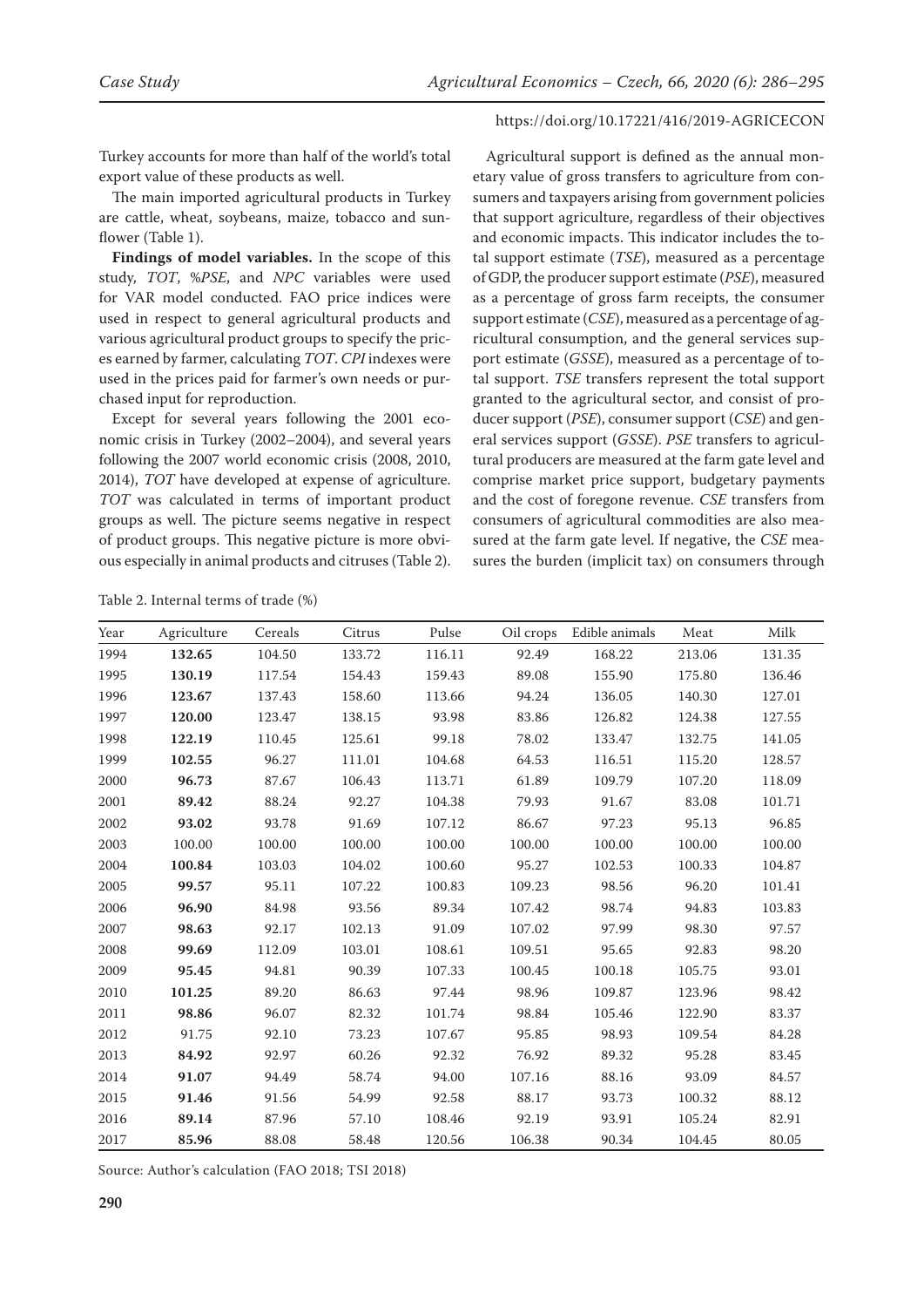Turkey accounts for more than half of the world's total export value of these products as well.

The main imported agricultural products in Turkey are cattle, wheat, soybeans, maize, tobacco and sunflower (Table 1).

**Findings of model variables.** In the scope of this study, *TOT*, %*PSE*, and *NPC* variables were used for VAR model conducted. FAO price indices were used in respect to general agricultural products and various agricultural product groups to specify the prices earned by farmer, calculating *TOT*. *CPI* indexes were used in the prices paid for farmer's own needs or purchased input for reproduction.

Except for several years following the 2001 economic crisis in Turkey (2002–2004), and several years following the 2007 world economic crisis (2008, 2010, 2014), *TOT* have developed at expense of agriculture. *TOT* was calculated in terms of important product groups as well. The picture seems negative in respect of product groups. This negative picture is more obvious especially in animal products and citruses (Table 2).

Agricultural support is defined as the annual monetary value of gross transfers to agriculture from consumers and taxpayers arising from government policies that support agriculture, regardless of their objectives and economic impacts. This indicator includes the total support estimate (*TSE*), measured as a percentage of GDP, the producer support estimate (*PSE*), measured as a percentage of gross farm receipts, the consumer support estimate (*CSE*), measured as a percentage of agricultural consumption, and the general services support estimate (*GSSE*), measured as a percentage of total support. *TSE* transfers represent the total support granted to the agricultural sector, and consist of producer support (*PSE*), consumer support (*CSE*) and general services support (*GSSE*). *PSE* transfers to agricultural producers are measured at the farm gate level and comprise market price support, budgetary payments and the cost of foregone revenue. *CSE* transfers from consumers of agricultural commodities are also measured at the farm gate level. If negative, the *CSE* measures the burden (implicit tax) on consumers through

Table 2. Internal terms of trade (%)

| Year | Agriculture | Cereals | Citrus | Pulse | Oil crops | Edible animals | Meat | Milk |
|---|---|---|---|---|---|---|---|---|
| 1994 | **132.65** | 104.50 | 133.72 | 116.11 | 92.49 | 168.22 | 213.06 | 131.35 |
| 1995 | **130.19** | 117.54 | 154.43 | 159.43 | 89.08 | 155.90 | 175.80 | 136.46 |
| 1996 | **123.67** | 137.43 | 158.60 | 113.66 | 94.24 | 136.05 | 140.30 | 127.01 |
| 1997 | **120.00** | 123.47 | 138.15 | 93.98 | 83.86 | 126.82 | 124.38 | 127.55 |
| 1998 | **122.19** | 110.45 | 125.61 | 99.18 | 78.02 | 133.47 | 132.75 | 141.05 |
| 1999 | **102.55** | 96.27 | 111.01 | 104.68 | 64.53 | 116.51 | 115.20 | 128.57 |
| 2000 | **96.73** | 87.67 | 106.43 | 113.71 | 61.89 | 109.79 | 107.20 | 118.09 |
| 2001 | **89.42** | 88.24 | 92.27 | 104.38 | 79.93 | 91.67 | 83.08 | 101.71 |
| 2002 | **93.02** | 93.78 | 91.69 | 107.12 | 86.67 | 97.23 | 95.13 | 96.85 |
| 2003 | 100.00 | 100.00 | 100.00 | 100.00 | 100.00 | 100.00 | 100.00 | 100.00 |
| 2004 | **100.84** | 103.03 | 104.02 | 100.60 | 95.27 | 102.53 | 100.33 | 104.87 |
| 2005 | **99.57** | 95.11 | 107.22 | 100.83 | 109.23 | 98.56 | 96.20 | 101.41 |
| 2006 | **96.90** | 84.98 | 93.56 | 89.34 | 107.42 | 98.74 | 94.83 | 103.83 |
| 2007 | **98.63** | 92.17 | 102.13 | 91.09 | 107.02 | 97.99 | 98.30 | 97.57 |
| 2008 | **99.69** | 112.09 | 103.01 | 108.61 | 109.51 | 95.65 | 92.83 | 98.20 |
| 2009 | **95.45** | 94.81 | 90.39 | 107.33 | 100.45 | 100.18 | 105.75 | 93.01 |
| 2010 | **101.25** | 89.20 | 86.63 | 97.44 | 98.96 | 109.87 | 123.96 | 98.42 |
| 2011 | **98.86** | 96.07 | 82.32 | 101.74 | 98.84 | 105.46 | 122.90 | 83.37 |
| 2012 | 91.75 | 92.10 | 73.23 | 107.67 | 95.85 | 98.93 | 109.54 | 84.28 |
| 2013 | **84.92** | 92.97 | 60.26 | 92.32 | 76.92 | 89.32 | 95.28 | 83.45 |
| 2014 | **91.07** | 94.49 | 58.74 | 94.00 | 107.16 | 88.16 | 93.09 | 84.57 |
| 2015 | **91.46** | 91.56 | 54.99 | 92.58 | 88.17 | 93.73 | 100.32 | 88.12 |
| 2016 | **89.14** | 87.96 | 57.10 | 108.46 | 92.19 | 93.91 | 105.24 | 82.91 |
| 2017 | **85.96** | 88.08 | 58.48 | 120.56 | 106.38 | 90.34 | 104.45 | 80.05 |

Source: Author's calculation (FAO 2018; TSI 2018)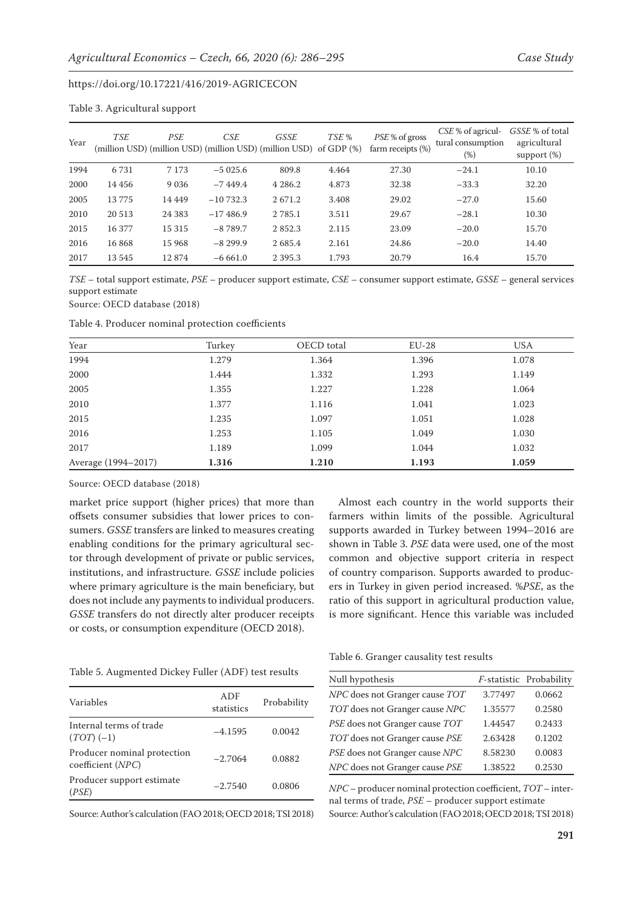Table 3. Agricultural support

| Year | *TSE* (million USD) | *PSE* (million USD) | *CSE* (million USD) | *GSSE* (million USD) | *TSE* % of GDP (%) | *PSE* % of gross farm receipts (%) | *CSE* % of agricultural consumption (%) | *GSSE* % of total agricultural support (%) |
|---|---|---|---|---|---|---|---|---|
| 1994 | 6 731 | 7 173 | −5 025.6 | 809.8 | 4.464 | 27.30 | −24.1 | 10.10 |
| 2000 | 14 456 | 9 036 | −7 449.4 | 4 286.2 | 4.873 | 32.38 | −33.3 | 32.20 |
| 2005 | 13 775 | 14 449 | −10 732.3 | 2 671.2 | 3.408 | 29.02 | −27.0 | 15.60 |
| 2010 | 20 513 | 24 383 | −17 486.9 | 2 785.1 | 3.511 | 29.67 | −28.1 | 10.30 |
| 2015 | 16 377 | 15 315 | −8 789.7 | 2 852.3 | 2.115 | 23.09 | −20.0 | 15.70 |
| 2016 | 16 868 | 15 968 | −8 299.9 | 2 685.4 | 2.161 | 24.86 | −20.0 | 14.40 |
| 2017 | 13 545 | 12 874 | −6 661.0 | 2 395.3 | 1.793 | 20.79 | 16.4 | 15.70 |

*TSE* – total support estimate, *PSE* – producer support estimate, *CSE* – consumer support estimate, *GSSE* – general services support estimate

Source: OECD database (2018)

Table 4. Producer nominal protection coefficients

| Year | Turkey | OECD total | EU-28 | USA |
|---|---|---|---|---|
| 1994 | 1.279 | 1.364 | 1.396 | 1.078 |
| 2000 | 1.444 | 1.332 | 1.293 | 1.149 |
| 2005 | 1.355 | 1.227 | 1.228 | 1.064 |
| 2010 | 1.377 | 1.116 | 1.041 | 1.023 |
| 2015 | 1.235 | 1.097 | 1.051 | 1.028 |
| 2016 | 1.253 | 1.105 | 1.049 | 1.030 |
| 2017 | 1.189 | 1.099 | 1.044 | 1.032 |
| Average (1994–2017) | **1.316** | **1.210** | **1.193** | **1.059** |

Source: OECD database (2018)

market price support (higher prices) that more than offsets consumer subsidies that lower prices to consumers. *GSSE* transfers are linked to measures creating enabling conditions for the primary agricultural sector through development of private or public services, institutions, and infrastructure. *GSSE* include policies where primary agriculture is the main beneficiary, but does not include any payments to individual producers. *GSSE* transfers do not directly alter producer receipts or costs, or consumption expenditure (OECD 2018).

Almost each country in the world supports their farmers within limits of the possible. Agricultural supports awarded in Turkey between 1994–2016 are shown in Table 3. *PSE* data were used, one of the most common and objective support criteria in respect of country comparison. Supports awarded to producers in Turkey in given period increased. %*PSE*, as the ratio of this support in agricultural production value, is more significant. Hence this variable was included

Table 5. Augmented Dickey Fuller (ADF) test results

| Variables | ADF statistics | Probability |
|---|---|---|
| Internal terms of trade (*TOT*) (−1) | −4.1595 | 0.0042 |
| Producer nominal protection coefficient (*NPC*) | −2.7064 | 0.0882 |
| Producer support estimate (*PSE*) | −2.7540 | 0.0806 |

Source: Author's calculation (FAO 2018; OECD 2018; TSI 2018)

Table 6. Granger causality test results

| Null hypothesis | *F*-statistic | Probability |
|---|---|---|
| *NPC* does not Granger cause *TOT* | 3.77497 | 0.0662 |
| *TOT* does not Granger cause *NPC* | 1.35577 | 0.2580 |
| *PSE* does not Granger cause *TOT* | 1.44547 | 0.2433 |
| *TOT* does not Granger cause *PSE* | 2.63428 | 0.1202 |
| *PSE* does not Granger cause *NPC* | 8.58230 | 0.0083 |
| *NPC* does not Granger cause *PSE* | 1.38522 | 0.2530 |

*NPC* – producer nominal protection coefficient, *TOT* – internal terms of trade, *PSE* – producer support estimate

Source: Author's calculation (FAO 2018; OECD 2018; TSI 2018)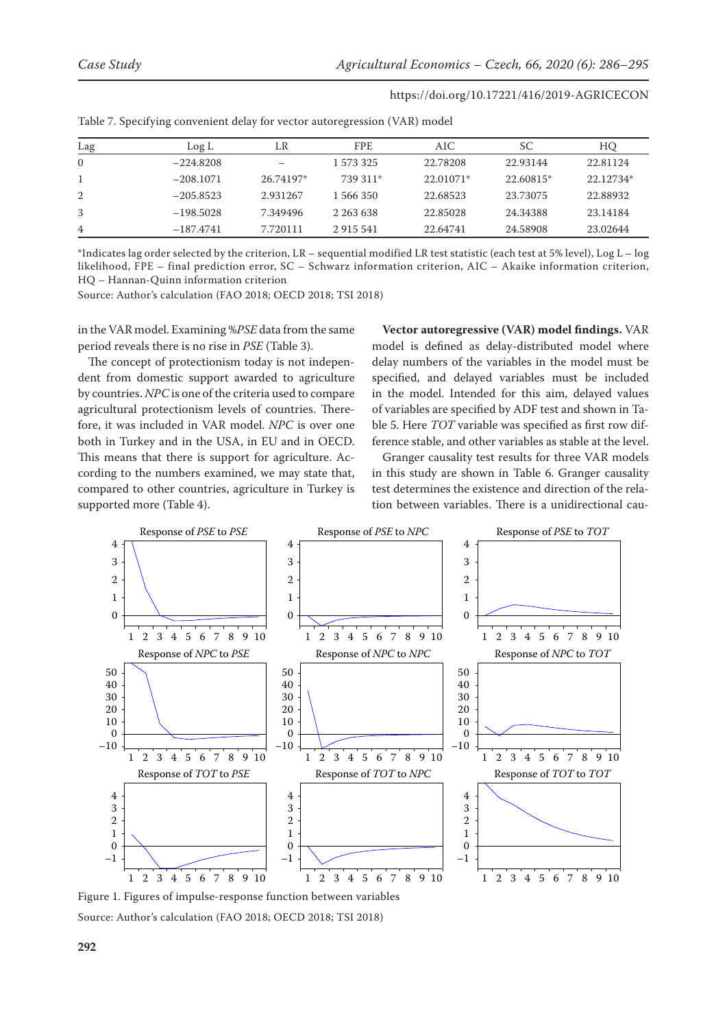Table 7. Specifying convenient delay for vector autoregression (VAR) model

| Lag | Log L | LR | FPE | AIC | SC | HQ |
|---|---|---|---|---|---|---|
| 0 | −224.8208 | – | 1 573 325 | 22.78208 | 22.93144 | 22.81124 |
| 1 | −208.1071 | 26.74197* | 739 311* | 22.01071* | 22.60815* | 22.12734* |
| 2 | −205.8523 | 2.931267 | 1 566 350 | 22.68523 | 23.73075 | 22.88932 |
| 3 | −198.5028 | 7.349496 | 2 263 638 | 22.85028 | 24.34388 | 23.14184 |
| 4 | −187.4741 | 7.720111 | 2 915 541 | 22.64741 | 24.58908 | 23.02644 |

*Indicates lag order selected by the criterion, LR – sequential modified LR test statistic (each test at 5% level), Log L – log likelihood, FPE – final prediction error, SC – Schwarz information criterion, AIC – Akaike information criterion, HQ – Hannan-Quinn information criterion

Source: Author's calculation (FAO 2018; OECD 2018; TSI 2018)

in the VAR model. Examining %*PSE* data from the same period reveals there is no rise in *PSE* (Table 3).

The concept of protectionism today is not independent from domestic support awarded to agriculture by countries. *NPC* is one of the criteria used to compare agricultural protectionism levels of countries. Therefore, it was included in VAR model. *NPC* is over one both in Turkey and in the USA, in EU and in OECD. This means that there is support for agriculture. According to the numbers examined, we may state that, compared to other countries, agriculture in Turkey is supported more (Table 4).

**Vector autoregressive (VAR) model findings.** VAR model is defined as delay-distributed model where delay numbers of the variables in the model must be specified, and delayed variables must be included in the model. Intended for this aim, delayed values of variables are specified by ADF test and shown in Table 5. Here *TOT* variable was specified as first row difference stable, and other variables as stable at the level.

Granger causality test results for three VAR models in this study are shown in Table 6. Granger causality test determines the existence and direction of the relation between variables. There is a unidirectional cau-

Figure 1. Figures of impulse-response function between variables

Source: Author's calculation (FAO 2018; OECD 2018; TSI 2018)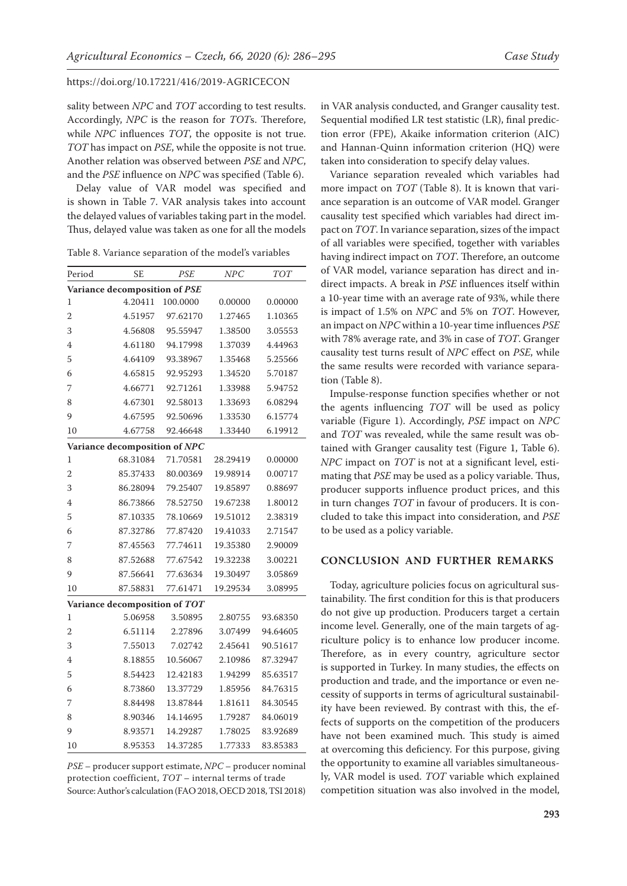sality between *NPC* and *TOT* according to test results. Accordingly, *NPC* is the reason for *TOT*s. Therefore, while *NPC* influences *TOT*, the opposite is not true. *TOT* has impact on *PSE*, while the opposite is not true. Another relation was observed between *PSE* and *NPC*, and the *PSE* influence on *NPC* was specified (Table 6).

Delay value of VAR model was specified and is shown in Table 7. VAR analysis takes into account the delayed values of variables taking part in the model. Thus, delayed value was taken as one for all the models in VAR analysis conducted, and Granger causality test. Sequential modified LR test statistic (LR), final prediction error (FPE), Akaike information criterion (AIC) and Hannan-Quinn information criterion (HQ) were taken into consideration to specify delay values.

Table 8. Variance separation of the model's variables

| Period | SE | *PSE* | *NPC* | *TOT* |
|---|---|---|---|---|
| **Variance decomposition of *PSE*** | | | | |
| 1 | 4.20411 | 100.0000 | 0.00000 | 0.00000 |
| 2 | 4.51957 | 97.62170 | 1.27465 | 1.10365 |
| 3 | 4.56808 | 95.55947 | 1.38500 | 3.05553 |
| 4 | 4.61180 | 94.17998 | 1.37039 | 4.44963 |
| 5 | 4.64109 | 93.38967 | 1.35468 | 5.25566 |
| 6 | 4.65815 | 92.95293 | 1.34520 | 5.70187 |
| 7 | 4.66771 | 92.71261 | 1.33988 | 5.94752 |
| 8 | 4.67301 | 92.58013 | 1.33693 | 6.08294 |
| 9 | 4.67595 | 92.50696 | 1.33530 | 6.15774 |
| 10 | 4.67758 | 92.46648 | 1.33440 | 6.19912 |
| **Variance decomposition of *NPC*** | | | | |
| 1 | 68.31084 | 71.70581 | 28.29419 | 0.00000 |
| 2 | 85.37433 | 80.00369 | 19.98914 | 0.00717 |
| 3 | 86.28094 | 79.25407 | 19.85897 | 0.88697 |
| 4 | 86.73866 | 78.52750 | 19.67238 | 1.80012 |
| 5 | 87.10335 | 78.10669 | 19.51012 | 2.38319 |
| 6 | 87.32786 | 77.87420 | 19.41033 | 2.71547 |
| 7 | 87.45563 | 77.74611 | 19.35380 | 2.90009 |
| 8 | 87.52688 | 77.67542 | 19.32238 | 3.00221 |
| 9 | 87.56641 | 77.63634 | 19.30497 | 3.05869 |
| 10 | 87.58831 | 77.61471 | 19.29534 | 3.08995 |
| **Variance decomposition of *TOT*** | | | | |
| 1 | 5.06958 | 3.50895 | 2.80755 | 93.68350 |
| 2 | 6.51114 | 2.27896 | 3.07499 | 94.64605 |
| 3 | 7.55013 | 7.02742 | 2.45641 | 90.51617 |
| 4 | 8.18855 | 10.56067 | 2.10986 | 87.32947 |
| 5 | 8.54423 | 12.42183 | 1.94299 | 85.63517 |
| 6 | 8.73860 | 13.37729 | 1.85956 | 84.76315 |
| 7 | 8.84498 | 13.87844 | 1.81611 | 84.30545 |
| 8 | 8.90346 | 14.14695 | 1.79287 | 84.06019 |
| 9 | 8.93571 | 14.29287 | 1.78025 | 83.92689 |
| 10 | 8.95353 | 14.37285 | 1.77333 | 83.85383 |

*PSE* – producer support estimate, *NPC* – producer nominal protection coefficient, *TOT* – internal terms of trade
Source: Author's calculation (FAO 2018, OECD 2018, TSI 2018)

Variance separation revealed which variables had more impact on *TOT* (Table 8). It is known that variance separation is an outcome of VAR model. Granger causality test specified which variables had direct impact on *TOT*. In variance separation, sizes of the impact of all variables were specified, together with variables having indirect impact on *TOT*. Therefore, an outcome of VAR model, variance separation has direct and indirect impacts. A break in *PSE* influences itself within a 10-year time with an average rate of 93%, while there is impact of 1.5% on *NPC* and 5% on *TOT*. However, an impact on *NPC* within a 10-year time influences *PSE* with 78% average rate, and 3% in case of *TOT*. Granger causality test turns result of *NPC* effect on *PSE*, while the same results were recorded with variance separation (Table 8).

Impulse-response function specifies whether or not the agents influencing *TOT* will be used as policy variable (Figure 1). Accordingly, *PSE* impact on *NPC* and *TOT* was revealed, while the same result was obtained with Granger causality test (Figure 1, Table 6). *NPC* impact on *TOT* is not at a significant level, estimating that *PSE* may be used as a policy variable. Thus, producer supports influence product prices, and this in turn changes *TOT* in favour of producers. It is concluded to take this impact into consideration, and *PSE* to be used as a policy variable.

## CONCLUSION AND FURTHER REMARKS

Today, agriculture policies focus on agricultural sustainability. The first condition for this is that producers do not give up production. Producers target a certain income level. Generally, one of the main targets of agriculture policy is to enhance low producer income. Therefore, as in every country, agriculture sector is supported in Turkey. In many studies, the effects on production and trade, and the importance or even necessity of supports in terms of agricultural sustainability have been reviewed. By contrast with this, the effects of supports on the competition of the producers have not been examined much. This study is aimed at overcoming this deficiency. For this purpose, giving the opportunity to examine all variables simultaneously, VAR model is used. *TOT* variable which explained competition situation was also involved in the model,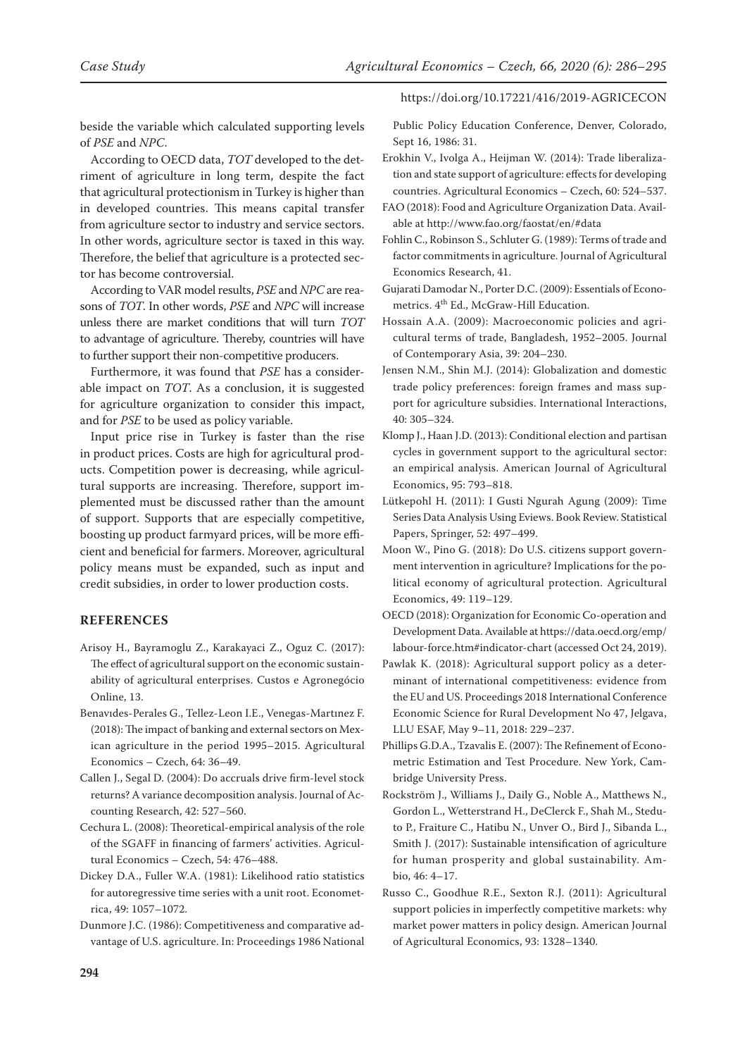beside the variable which calculated supporting levels of *PSE* and *NPC*.

According to OECD data, *TOT* developed to the detriment of agriculture in long term, despite the fact that agricultural protectionism in Turkey is higher than in developed countries. This means capital transfer from agriculture sector to industry and service sectors. In other words, agriculture sector is taxed in this way. Therefore, the belief that agriculture is a protected sector has become controversial.

According to VAR model results, *PSE* and *NPC* are reasons of *TOT*. In other words, *PSE* and *NPC* will increase unless there are market conditions that will turn *TOT* to advantage of agriculture. Thereby, countries will have to further support their non-competitive producers.

Furthermore, it was found that *PSE* has a considerable impact on *TOT*. As a conclusion, it is suggested for agriculture organization to consider this impact, and for *PSE* to be used as policy variable.

Input price rise in Turkey is faster than the rise in product prices. Costs are high for agricultural products. Competition power is decreasing, while agricultural supports are increasing. Therefore, support implemented must be discussed rather than the amount of support. Supports that are especially competitive, boosting up product farmyard prices, will be more efficient and beneficial for farmers. Moreover, agricultural policy means must be expanded, such as input and credit subsidies, in order to lower production costs.

## REFERENCES

Arisoy H., Bayramoglu Z., Karakayaci Z., Oguz C. (2017): The effect of agricultural support on the economic sustainability of agricultural enterprises. Custos e Agronegócio Online, 13.

Benavıdes-Perales G., Tellez-Leon I.E., Venegas-Martınez F. (2018): The impact of banking and external sectors on Mexican agriculture in the period 1995–2015. Agricultural Economics – Czech, 64: 36–49.

Callen J., Segal D. (2004): Do accruals drive firm-level stock returns? A variance decomposition analysis. Journal of Accounting Research, 42: 527–560.

Cechura L. (2008): Theoretical-empirical analysis of the role of the SGAFF in financing of farmers' activities. Agricultural Economics – Czech, 54: 476–488.

Dickey D.A., Fuller W.A. (1981): Likelihood ratio statistics for autoregressive time series with a unit root. Econometrica, 49: 1057–1072.

Dunmore J.C. (1986): Competitiveness and comparative advantage of U.S. agriculture. In: Proceedings 1986 National Public Policy Education Conference, Denver, Colorado, Sept 16, 1986: 31.

Erokhin V., Ivolga A., Heijman W. (2014): Trade liberalization and state support of agriculture: effects for developing countries. Agricultural Economics – Czech, 60: 524–537.

FAO (2018): Food and Agriculture Organization Data. Available at http://www.fao.org/faostat/en/#data

Fohlin C., Robinson S., Schluter G. (1989): Terms of trade and factor commitments in agriculture. Journal of Agricultural Economics Research, 41.

Gujarati Damodar N., Porter D.C. (2009): Essentials of Econometrics. 4th Ed., McGraw-Hill Education.

Hossain A.A. (2009): Macroeconomic policies and agricultural terms of trade, Bangladesh, 1952–2005. Journal of Contemporary Asia, 39: 204–230.

Jensen N.M., Shin M.J. (2014): Globalization and domestic trade policy preferences: foreign frames and mass support for agriculture subsidies. International Interactions, 40: 305–324.

Klomp J., Haan J.D. (2013): Conditional election and partisan cycles in government support to the agricultural sector: an empirical analysis. American Journal of Agricultural Economics, 95: 793–818.

Lütkepohl H. (2011): I Gusti Ngurah Agung (2009): Time Series Data Analysis Using Eviews. Book Review. Statistical Papers, Springer, 52: 497–499.

Moon W., Pino G. (2018): Do U.S. citizens support government intervention in agriculture? Implications for the political economy of agricultural protection. Agricultural Economics, 49: 119–129.

OECD (2018): Organization for Economic Co-operation and Development Data. Available at https://data.oecd.org/emp/labour-force.htm#indicator-chart (accessed Oct 24, 2019).

Pawlak K. (2018): Agricultural support policy as a determinant of international competitiveness: evidence from the EU and US. Proceedings 2018 International Conference Economic Science for Rural Development No 47, Jelgava, LLU ESAF, May 9–11, 2018: 229–237.

Phillips G.D.A., Tzavalis E. (2007): The Refinement of Econometric Estimation and Test Procedure. New York, Cambridge University Press.

Rockström J., Williams J., Daily G., Noble A., Matthews N., Gordon L., Wetterstrand H., DeClerck F., Shah M., Steduto P., Fraiture C., Hatibu N., Unver O., Bird J., Sibanda L., Smith J. (2017): Sustainable intensification of agriculture for human prosperity and global sustainability. Ambio, 46: 4–17.

Russo C., Goodhue R.E., Sexton R.J. (2011): Agricultural support policies in imperfectly competitive markets: why market power matters in policy design. American Journal of Agricultural Economics, 93: 1328–1340.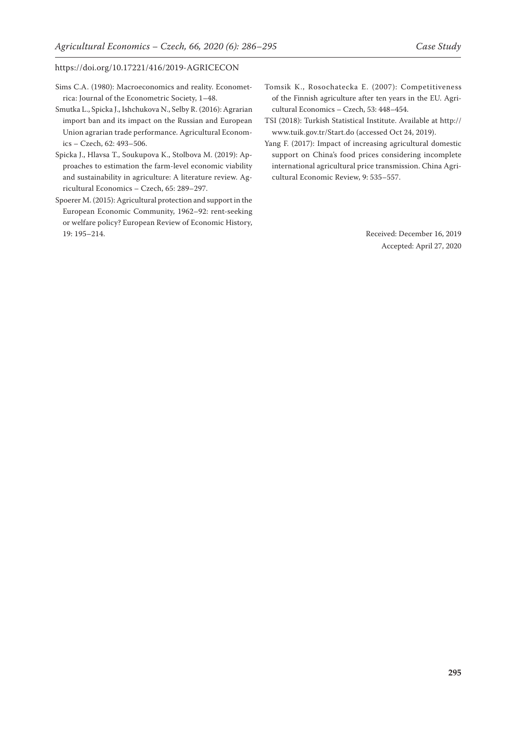Sims C.A. (1980): Macroeconomics and reality. Econometrica: Journal of the Econometric Society, 1–48.

Smutka L., Spicka J., Ishchukova N., Selby R. (2016): Agrarian import ban and its impact on the Russian and European Union agrarian trade performance. Agricultural Economics – Czech, 62: 493–506.

Spicka J., Hlavsa T., Soukupova K., Stolbova M. (2019): Approaches to estimation the farm-level economic viability and sustainability in agriculture: A literature review. Agricultural Economics – Czech, 65: 289–297.

Spoerer M. (2015): Agricultural protection and support in the European Economic Community, 1962–92: rent-seeking or welfare policy? European Review of Economic History, 19: 195–214.

Tomsik K., Rosochatecka E. (2007): Competitiveness of the Finnish agriculture after ten years in the EU. Agricultural Economics – Czech, 53: 448–454.

TSI (2018): Turkish Statistical Institute. Available at http://www.tuik.gov.tr/Start.do (accessed Oct 24, 2019).

Yang F. (2017): Impact of increasing agricultural domestic support on China's food prices considering incomplete international agricultural price transmission. China Agricultural Economic Review, 9: 535–557.

Received: December 16, 2019
Accepted: April 27, 2020